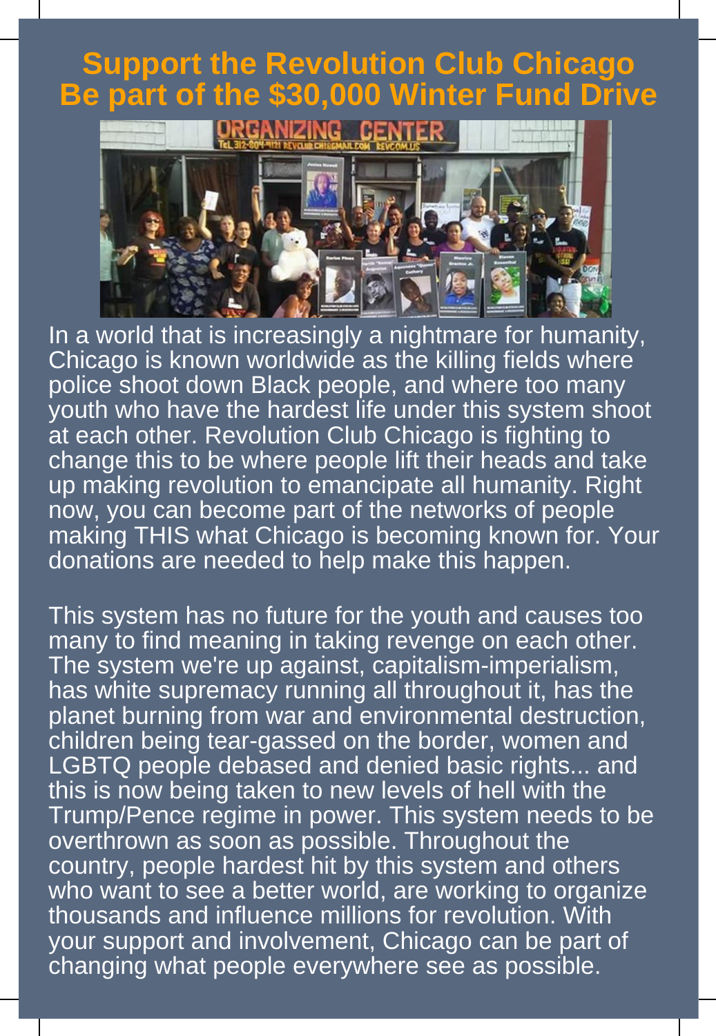# Support the Revolution Club Chicago
# Be part of the $30,000 Winter Fund Drive

In a world that is increasingly a nightmare for humanity, Chicago is known worldwide as the killing fields where police shoot down Black people, and where too many youth who have the hardest life under this system shoot at each other. Revolution Club Chicago is fighting to change this to be where people lift their heads and take up making revolution to emancipate all humanity. Right now, you can become part of the networks of people making THIS what Chicago is becoming known for. Your donations are needed to help make this happen.

This system has no future for the youth and causes too many to find meaning in taking revenge on each other. The system we're up against, capitalism-imperialism, has white supremacy running all throughout it, has the planet burning from war and environmental destruction, children being tear-gassed on the border, women and LGBTQ people debased and denied basic rights... and this is now being taken to new levels of hell with the Trump/Pence regime in power. This system needs to be overthrown as soon as possible. Throughout the country, people hardest hit by this system and others who want to see a better world, are working to organize thousands and influence millions for revolution. With your support and involvement, Chicago can be part of changing what people everywhere see as possible.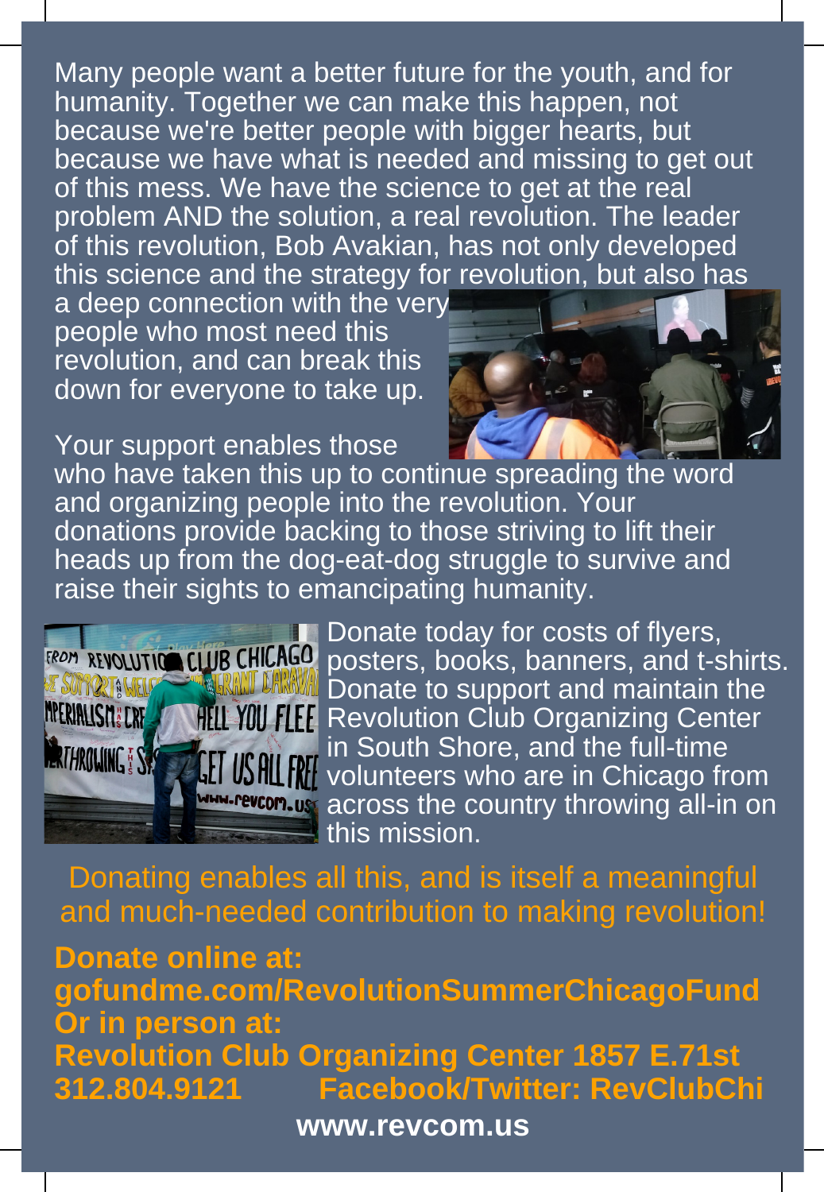Many people want a better future for the youth, and for humanity. Together we can make this happen, not because we're better people with bigger hearts, but because we have what is needed and missing to get out of this mess. We have the science to get at the real problem AND the solution, a real revolution. The leader of this revolution, Bob Avakian, has not only developed this science and the strategy for revolution, but also has a deep connection with the very people who most need this revolution, and can break this down for everyone to take up.

Your support enables those who have taken this up to continue spreading the word and organizing people into the revolution. Your donations provide backing to those striving to lift their heads up from the dog-eat-dog struggle to survive and raise their sights to emancipating humanity.

Donate today for costs of flyers, posters, books, banners, and t-shirts. Donate to support and maintain the Revolution Club Organizing Center in South Shore, and the full-time volunteers who are in Chicago from across the country throwing all-in on this mission.

Donating enables all this, and is itself a meaningful and much-needed contribution to making revolution!

**Donate online at:**
**gofundme.com/RevolutionSummerChicagoFund**
**Or in person at:**
**Revolution Club Organizing Center 1857 E.71st**
**312.804.9121 Facebook/Twitter: RevClubChi**

**www.revcom.us**